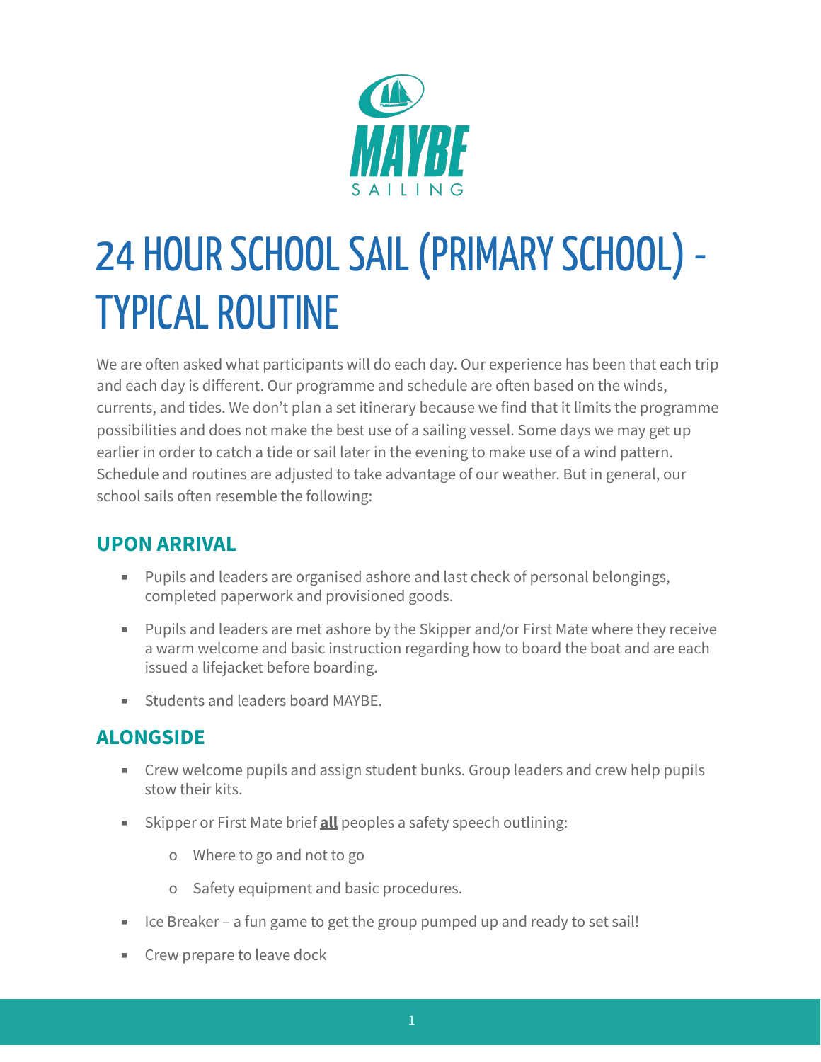MAYBE SAILING

# 24 HOUR SCHOOL SAIL (PRIMARY SCHOOL) - TYPICAL ROUTINE

We are often asked what participants will do each day. Our experience has been that each trip and each day is different. Our programme and schedule are often based on the winds, currents, and tides. We don't plan a set itinerary because we find that it limits the programme possibilities and does not make the best use of a sailing vessel. Some days we may get up earlier in order to catch a tide or sail later in the evening to make use of a wind pattern. Schedule and routines are adjusted to take advantage of our weather. But in general, our school sails often resemble the following:

## UPON ARRIVAL

- Pupils and leaders are organised ashore and last check of personal belongings, completed paperwork and provisioned goods.
- Pupils and leaders are met ashore by the Skipper and/or First Mate where they receive a warm welcome and basic instruction regarding how to board the boat and are each issued a lifejacket before boarding.
- Students and leaders board MAYBE.

## ALONGSIDE

- Crew welcome pupils and assign student bunks. Group leaders and crew help pupils stow their kits.
- Skipper or First Mate brief **all** peoples a safety speech outlining:
  - Where to go and not to go
  - Safety equipment and basic procedures.
- Ice Breaker – a fun game to get the group pumped up and ready to set sail!
- Crew prepare to leave dock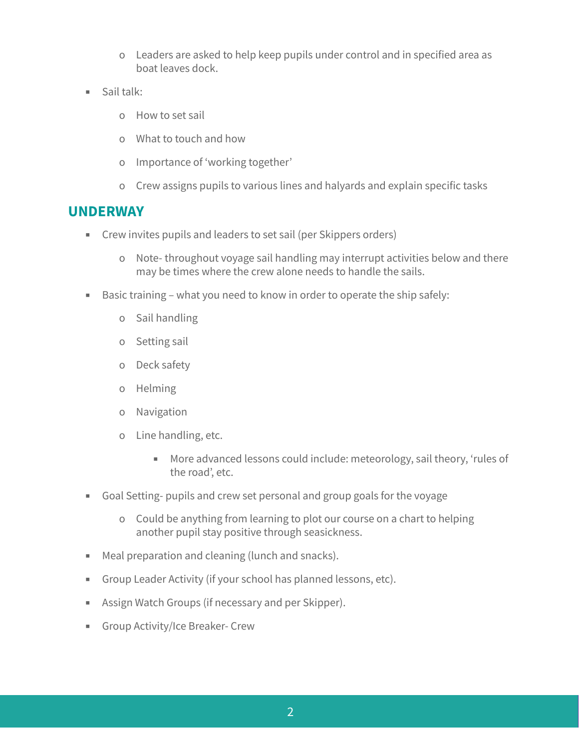- Leaders are asked to help keep pupils under control and in specified area as boat leaves dock.

- Sail talk:
    - How to set sail
    - What to touch and how
    - Importance of 'working together'
    - Crew assigns pupils to various lines and halyards and explain specific tasks

## UNDERWAY

- Crew invites pupils and leaders to set sail (per Skippers orders)
    - Note- throughout voyage sail handling may interrupt activities below and there may be times where the crew alone needs to handle the sails.
- Basic training – what you need to know in order to operate the ship safely:
    - Sail handling
    - Setting sail
    - Deck safety
    - Helming
    - Navigation
    - Line handling, etc.
        - More advanced lessons could include: meteorology, sail theory, 'rules of the road', etc.
- Goal Setting- pupils and crew set personal and group goals for the voyage
    - Could be anything from learning to plot our course on a chart to helping another pupil stay positive through seasickness.
- Meal preparation and cleaning (lunch and snacks).
- Group Leader Activity (if your school has planned lessons, etc).
- Assign Watch Groups (if necessary and per Skipper).
- Group Activity/Ice Breaker- Crew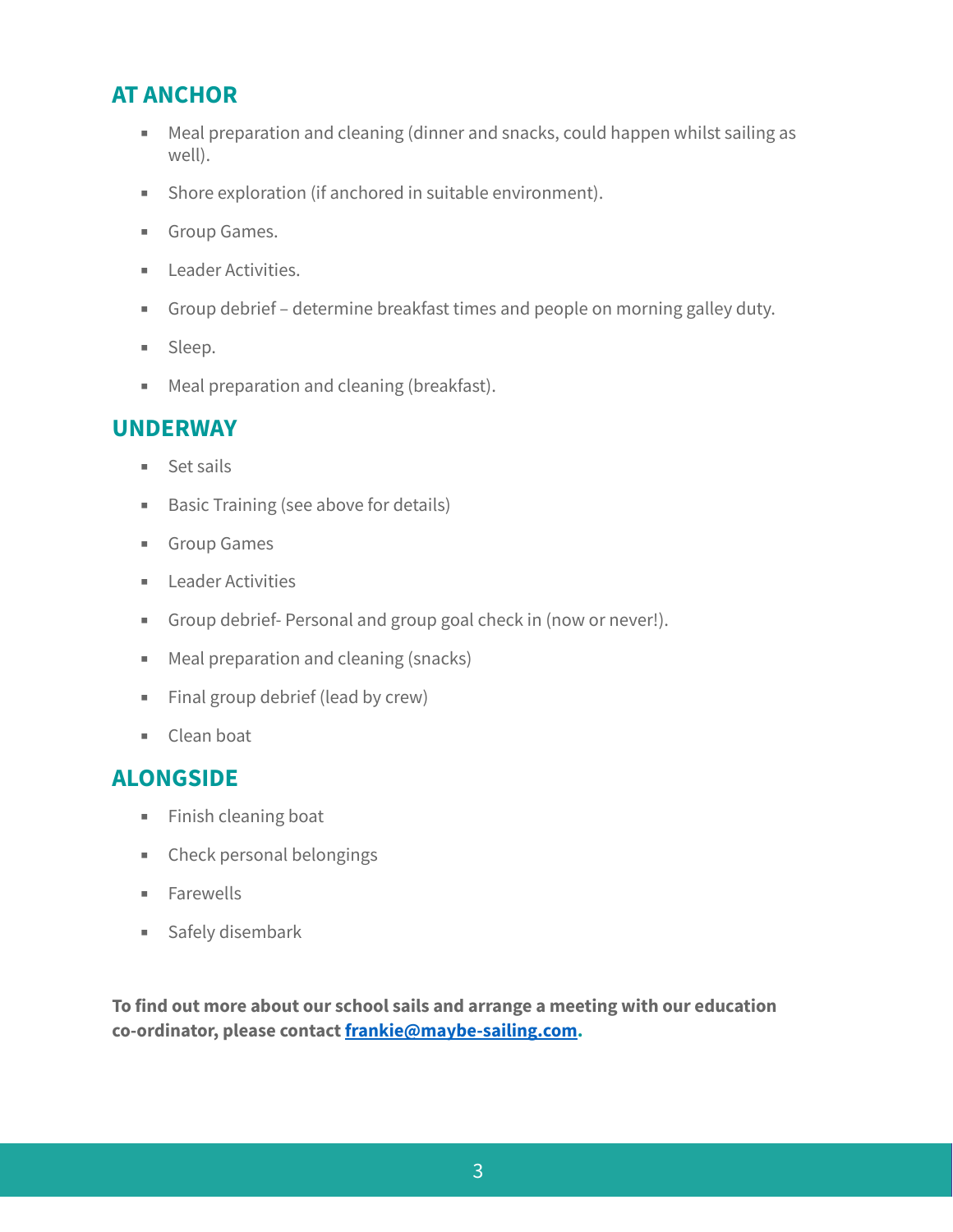## AT ANCHOR

- Meal preparation and cleaning (dinner and snacks, could happen whilst sailing as well).
- Shore exploration (if anchored in suitable environment).
- Group Games.
- Leader Activities.
- Group debrief – determine breakfast times and people on morning galley duty.
- Sleep.
- Meal preparation and cleaning (breakfast).

## UNDERWAY

- Set sails
- Basic Training (see above for details)
- Group Games
- Leader Activities
- Group debrief- Personal and group goal check in (now or never!).
- Meal preparation and cleaning (snacks)
- Final group debrief (lead by crew)
- Clean boat

## ALONGSIDE

- Finish cleaning boat
- Check personal belongings
- Farewells
- Safely disembark

**To find out more about our school sails and arrange a meeting with our education co-ordinator, please contact [frankie@maybe-sailing.com](mailto:frankie@maybe-sailing.com).**